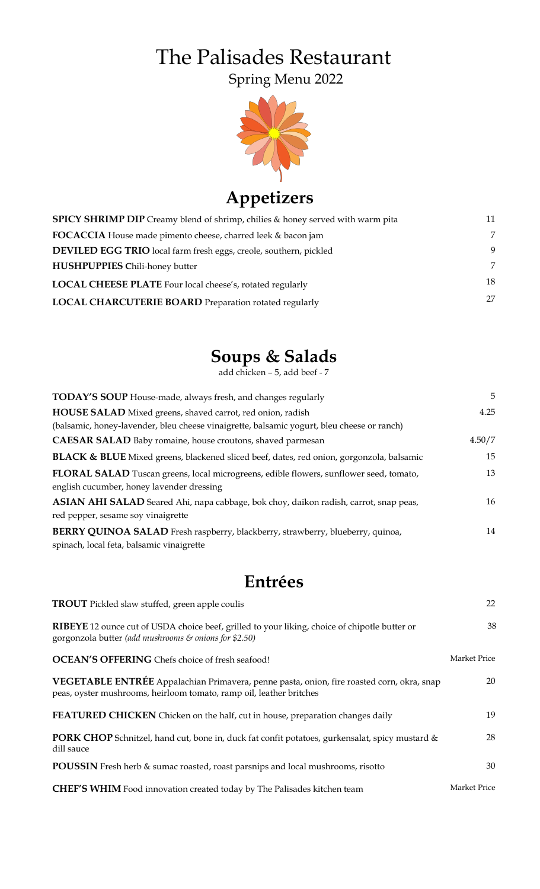# The Palisades Restaurant

Spring Menu 2022

## Appetizers

| | |
|---|---|
| **SPICY SHRIMP DIP** Creamy blend of shrimp, chilies & honey served with warm pita | 11 |
| **FOCACCIA** House made pimento cheese, charred leek & bacon jam | 7 |
| **DEVILED EGG TRIO** local farm fresh eggs, creole, southern, pickled | 9 |
| **HUSHPUPPIES C**hili-honey butter | 7 |
| **LOCAL CHEESE PLATE** Four local cheese's, rotated regularly | 18 |
| **LOCAL CHARCUTERIE BOARD** Preparation rotated regularly | 27 |

## Soups & Salads

add chicken – 5, add beef - 7

| | |
|---|---|
| **TODAY'S SOUP** House-made, always fresh, and changes regularly | 5 |
| **HOUSE SALAD** Mixed greens, shaved carrot, red onion, radish (balsamic, honey-lavender, bleu cheese vinaigrette, balsamic yogurt, bleu cheese or ranch) | 4.25 |
| **CAESAR SALAD** Baby romaine, house croutons, shaved parmesan | 4.50/7 |
| **BLACK & BLUE** Mixed greens, blackened sliced beef, dates, red onion, gorgonzola, balsamic | 15 |
| **FLORAL SALAD** Tuscan greens, local microgreens, edible flowers, sunflower seed, tomato, english cucumber, honey lavender dressing | 13 |
| **ASIAN AHI SALAD** Seared Ahi, napa cabbage, bok choy, daikon radish, carrot, snap peas, red pepper, sesame soy vinaigrette | 16 |
| **BERRY QUINOA SALAD** Fresh raspberry, blackberry, strawberry, blueberry, quinoa, spinach, local feta, balsamic vinaigrette | 14 |

## Entrées

| | |
|---|---|
| **TROUT** Pickled slaw stuffed, green apple coulis | 22 |
| **RIBEYE** 12 ounce cut of USDA choice beef, grilled to your liking, choice of chipotle butter or gorgonzola butter *(add mushrooms & onions for $2.50)* | 38 |
| **OCEAN'S OFFERING** Chefs choice of fresh seafood! | Market Price |
| **VEGETABLE ENTRÉE** Appalachian Primavera, penne pasta, onion, fire roasted corn, okra, snap peas, oyster mushrooms, heirloom tomato, ramp oil, leather britches | 20 |
| **FEATURED CHICKEN** Chicken on the half, cut in house, preparation changes daily | 19 |
| **PORK CHOP** Schnitzel, hand cut, bone in, duck fat confit potatoes, gurkensalat, spicy mustard & dill sauce | 28 |
| **POUSSIN** Fresh herb & sumac roasted, roast parsnips and local mushrooms, risotto | 30 |
| **CHEF'S WHIM** Food innovation created today by The Palisades kitchen team | Market Price |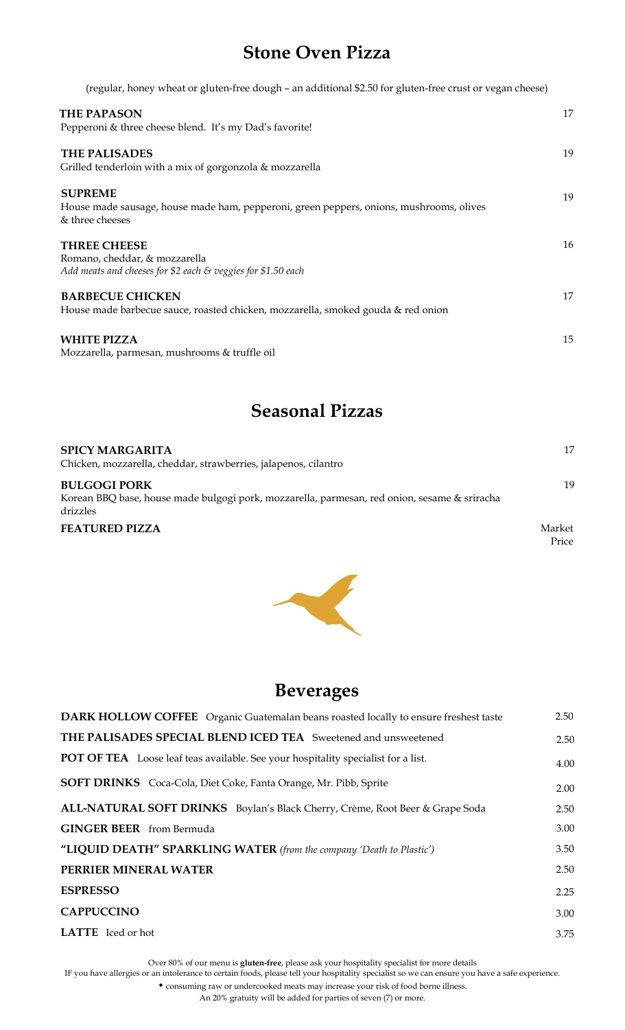# Stone Oven Pizza

(regular, honey wheat or gluten-free dough – an additional $2.50 for gluten-free crust or vegan cheese)

**THE PAPASON** 17
Pepperoni & three cheese blend. It's my Dad's favorite!

**THE PALISADES** 19
Grilled tenderloin with a mix of gorgonzola & mozzarella

**SUPREME** 19
House made sausage, house made ham, pepperoni, green peppers, onions, mushrooms, olives & three cheeses

**THREE CHEESE** 16
Romano, cheddar, & mozzarella
*Add meats and cheeses for $2 each & veggies for $1.50 each*

**BARBECUE CHICKEN** 17
House made barbecue sauce, roasted chicken, mozzarella, smoked gouda & red onion

**WHITE PIZZA** 15
Mozzarella, parmesan, mushrooms & truffle oil

# Seasonal Pizzas

**SPICY MARGARITA** 17
Chicken, mozzarella, cheddar, strawberries, jalapenos, cilantro

**BULGOGI PORK** 19
Korean BBQ base, house made bulgogi pork, mozzarella, parmesan, red onion, sesame & sriracha drizzles

**FEATURED PIZZA** Market Price

# Beverages

| | |
|---|---|
| **DARK HOLLOW COFFEE** Organic Guatemalan beans roasted locally to ensure freshest taste | 2.50 |
| **THE PALISADES SPECIAL BLEND ICED TEA** Sweetened and unsweetened | 2.50 |
| **POT OF TEA** Loose leaf teas available. See your hospitality specialist for a list. | 4.00 |
| **SOFT DRINKS** Coca-Cola, Diet Coke, Fanta Orange, Mr. Pibb, Sprite | 2.00 |
| **ALL-NATURAL SOFT DRINKS** Boylan's Black Cherry, Crème, Root Beer & Grape Soda | 2.50 |
| **GINGER BEER** from Bermuda | 3.00 |
| **"LIQUID DEATH" SPARKLING WATER** *(from the company 'Death to Plastic')* | 3.50 |
| **PERRIER MINERAL WATER** | 2.50 |
| **ESPRESSO** | 2.25 |
| **CAPPUCCINO** | 3.00 |
| **LATTE** Iced or hot | 3.75 |

Over 80% of our menu is **gluten-free**, please ask your hospitality specialist for more details
IF you have allergies or an intolerance to certain foods, please tell your hospitality specialist so we can ensure you have a safe experience.
• consuming raw or undercooked meats may increase your risk of food borne illness.
An 20% gratuity will be added for parties of seven (7) or more.